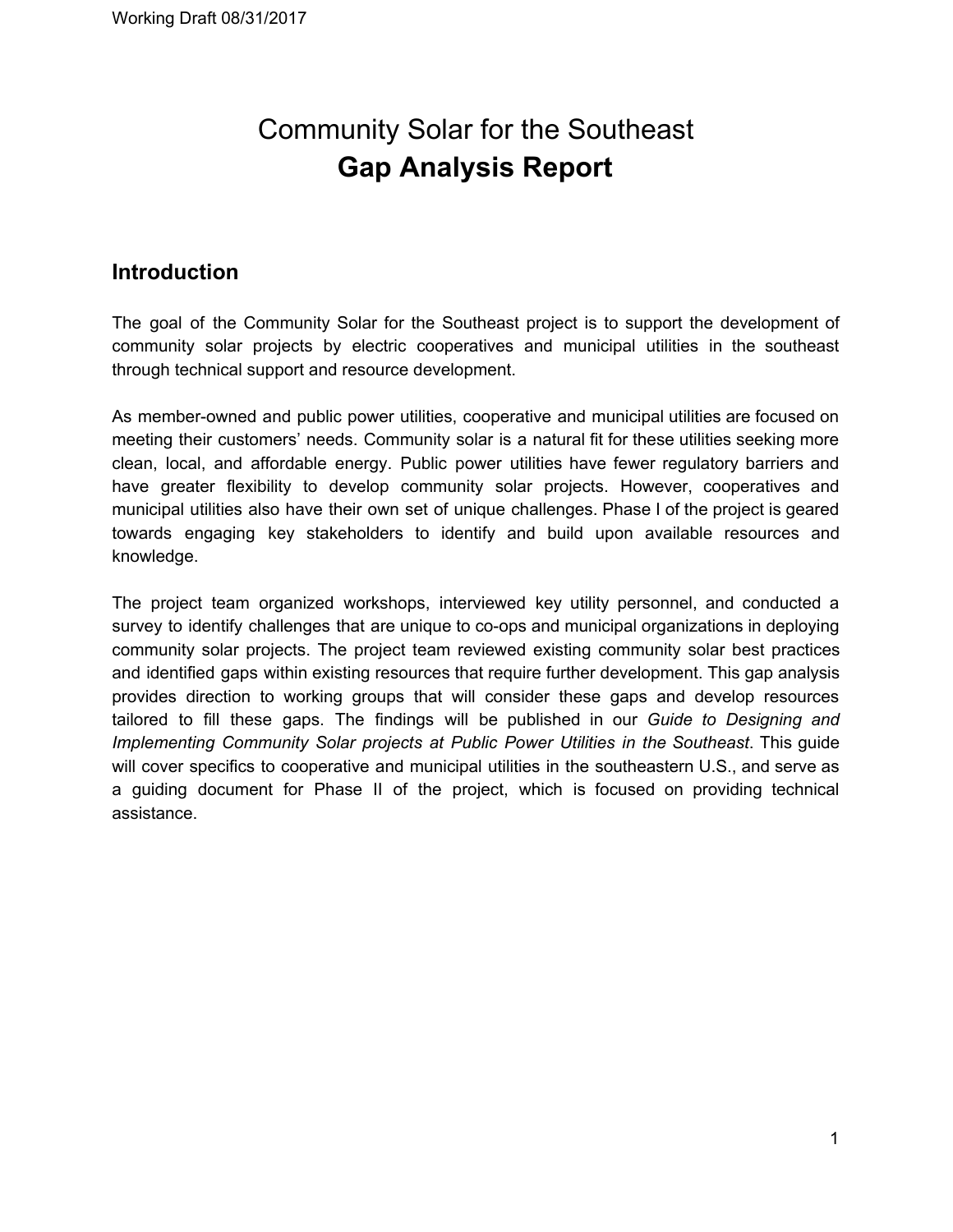# Community Solar for the Southeast
# **Gap Analysis Report**

## Introduction

The goal of the Community Solar for the Southeast project is to support the development of community solar projects by electric cooperatives and municipal utilities in the southeast through technical support and resource development.

As member-owned and public power utilities, cooperative and municipal utilities are focused on meeting their customers' needs. Community solar is a natural fit for these utilities seeking more clean, local, and affordable energy. Public power utilities have fewer regulatory barriers and have greater flexibility to develop community solar projects. However, cooperatives and municipal utilities also have their own set of unique challenges. Phase I of the project is geared towards engaging key stakeholders to identify and build upon available resources and knowledge.

The project team organized workshops, interviewed key utility personnel, and conducted a survey to identify challenges that are unique to co-ops and municipal organizations in deploying community solar projects. The project team reviewed existing community solar best practices and identified gaps within existing resources that require further development. This gap analysis provides direction to working groups that will consider these gaps and develop resources tailored to fill these gaps. The findings will be published in our *Guide to Designing and Implementing Community Solar projects at Public Power Utilities in the Southeast*. This guide will cover specifics to cooperative and municipal utilities in the southeastern U.S., and serve as a guiding document for Phase II of the project, which is focused on providing technical assistance.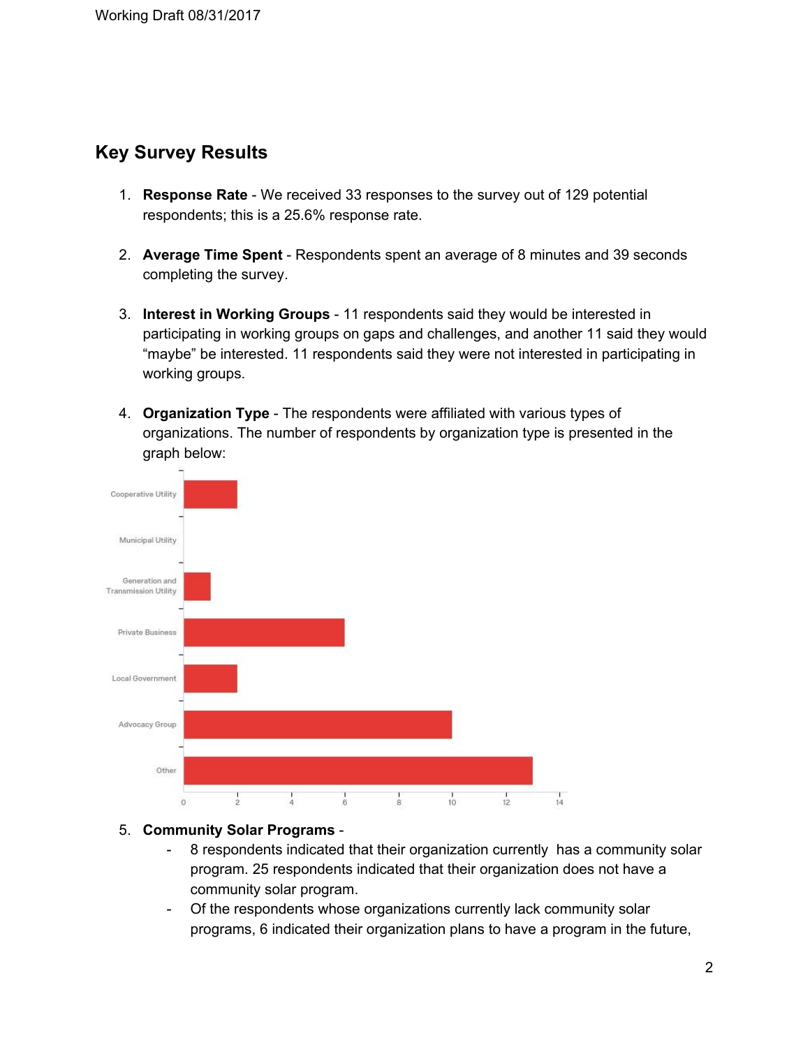## Key Survey Results

1. **Response Rate** - We received 33 responses to the survey out of 129 potential respondents; this is a 25.6% response rate.

2. **Average Time Spent** - Respondents spent an average of 8 minutes and 39 seconds completing the survey.

3. **Interest in Working Groups** - 11 respondents said they would be interested in participating in working groups on gaps and challenges, and another 11 said they would "maybe" be interested. 11 respondents said they were not interested in participating in working groups.

4. **Organization Type** - The respondents were affiliated with various types of organizations. The number of respondents by organization type is presented in the graph below:

| Organization Type | Number of Respondents |
|---|---|
| Cooperative Utility | 2 |
| Municipal Utility | 0 |
| Generation and Transmission Utility | 1 |
| Private Business | 6 |
| Local Government | 2 |
| Advocacy Group | 10 |
| Other | 13 |

5. **Community Solar Programs** -
   - 8 respondents indicated that their organization currently has a community solar program. 25 respondents indicated that their organization does not have a community solar program.
   - Of the respondents whose organizations currently lack community solar programs, 6 indicated their organization plans to have a program in the future,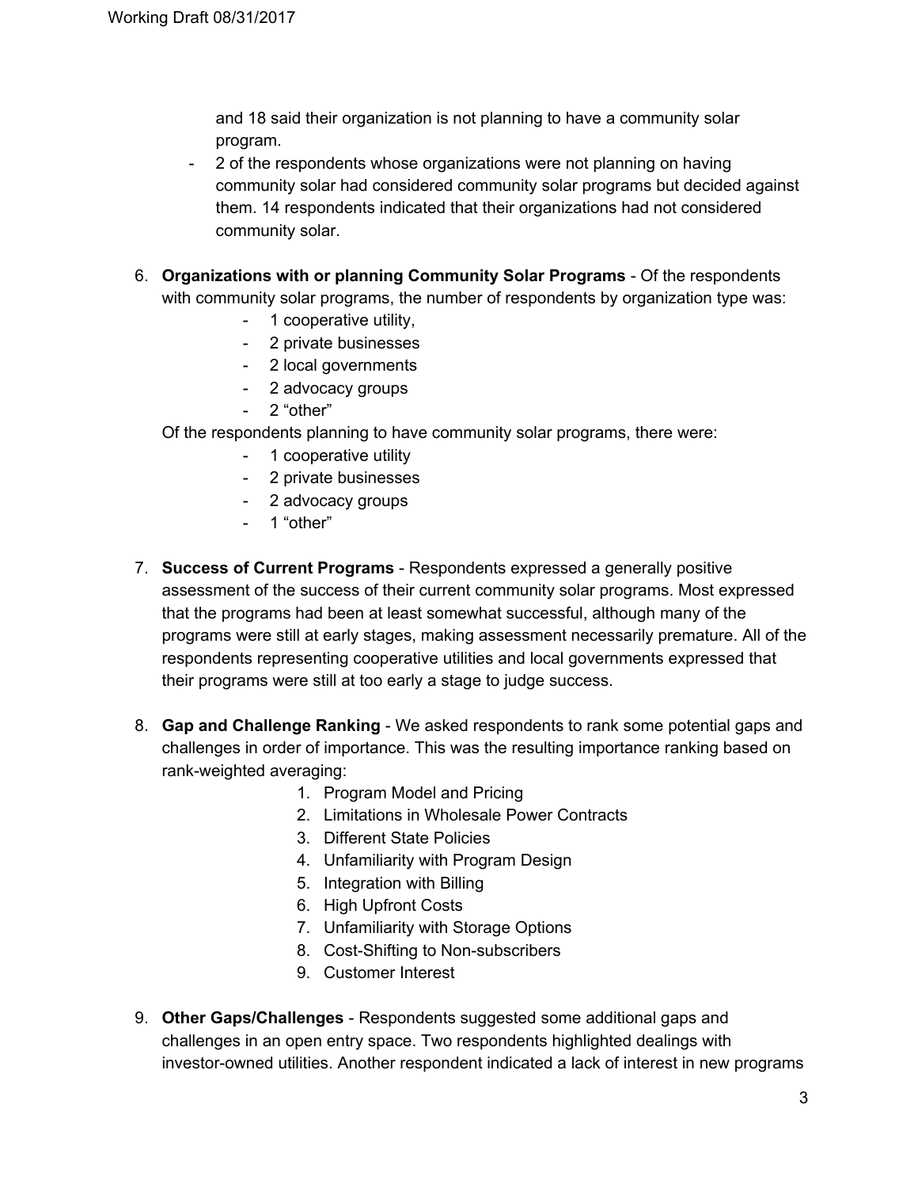and 18 said their organization is not planning to have a community solar program.

- 2 of the respondents whose organizations were not planning on having community solar had considered community solar programs but decided against them. 14 respondents indicated that their organizations had not considered community solar.

6. **Organizations with or planning Community Solar Programs** - Of the respondents with community solar programs, the number of respondents by organization type was:
    - 1 cooperative utility,
    - 2 private businesses
    - 2 local governments
    - 2 advocacy groups
    - 2 "other"

   Of the respondents planning to have community solar programs, there were:
    - 1 cooperative utility
    - 2 private businesses
    - 2 advocacy groups
    - 1 "other"

7. **Success of Current Programs** - Respondents expressed a generally positive assessment of the success of their current community solar programs. Most expressed that the programs had been at least somewhat successful, although many of the programs were still at early stages, making assessment necessarily premature. All of the respondents representing cooperative utilities and local governments expressed that their programs were still at too early a stage to judge success.

8. **Gap and Challenge Ranking** - We asked respondents to rank some potential gaps and challenges in order of importance. This was the resulting importance ranking based on rank-weighted averaging:
    1. Program Model and Pricing
    2. Limitations in Wholesale Power Contracts
    3. Different State Policies
    4. Unfamiliarity with Program Design
    5. Integration with Billing
    6. High Upfront Costs
    7. Unfamiliarity with Storage Options
    8. Cost-Shifting to Non-subscribers
    9. Customer Interest

9. **Other Gaps/Challenges** - Respondents suggested some additional gaps and challenges in an open entry space. Two respondents highlighted dealings with investor-owned utilities. Another respondent indicated a lack of interest in new programs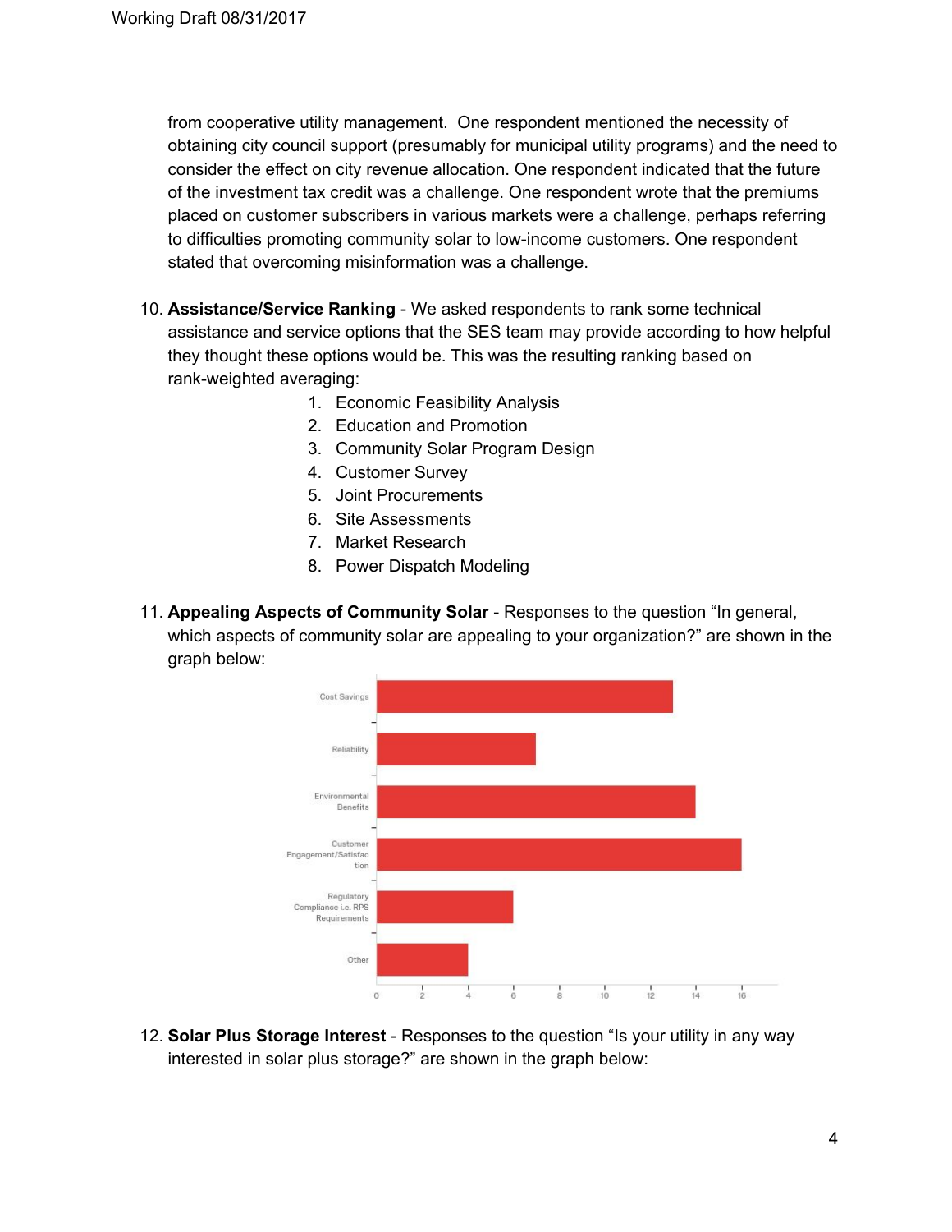from cooperative utility management. One respondent mentioned the necessity of obtaining city council support (presumably for municipal utility programs) and the need to consider the effect on city revenue allocation. One respondent indicated that the future of the investment tax credit was a challenge. One respondent wrote that the premiums placed on customer subscribers in various markets were a challenge, perhaps referring to difficulties promoting community solar to low-income customers. One respondent stated that overcoming misinformation was a challenge.

10. **Assistance/Service Ranking** - We asked respondents to rank some technical assistance and service options that the SES team may provide according to how helpful they thought these options would be. This was the resulting ranking based on rank-weighted averaging:
    1. Economic Feasibility Analysis
    2. Education and Promotion
    3. Community Solar Program Design
    4. Customer Survey
    5. Joint Procurements
    6. Site Assessments
    7. Market Research
    8. Power Dispatch Modeling

11. **Appealing Aspects of Community Solar** - Responses to the question "In general, which aspects of community solar are appealing to your organization?" are shown in the graph below:

12. **Solar Plus Storage Interest** - Responses to the question "Is your utility in any way interested in solar plus storage?" are shown in the graph below: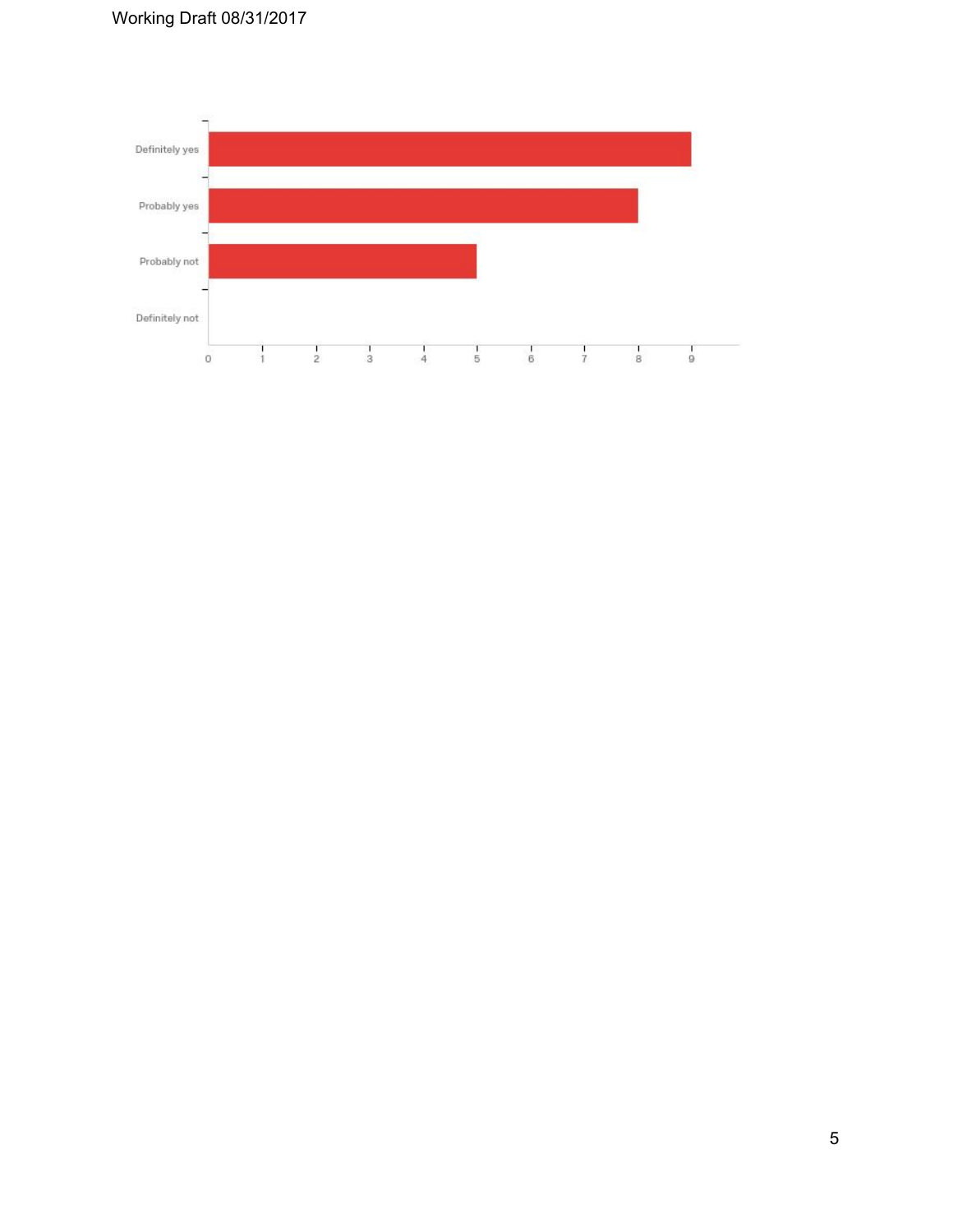| Response | Count |
|---|---|
| Definitely yes | 9 |
| Probably yes | 8 |
| Probably not | 5 |
| Definitely not | 0 |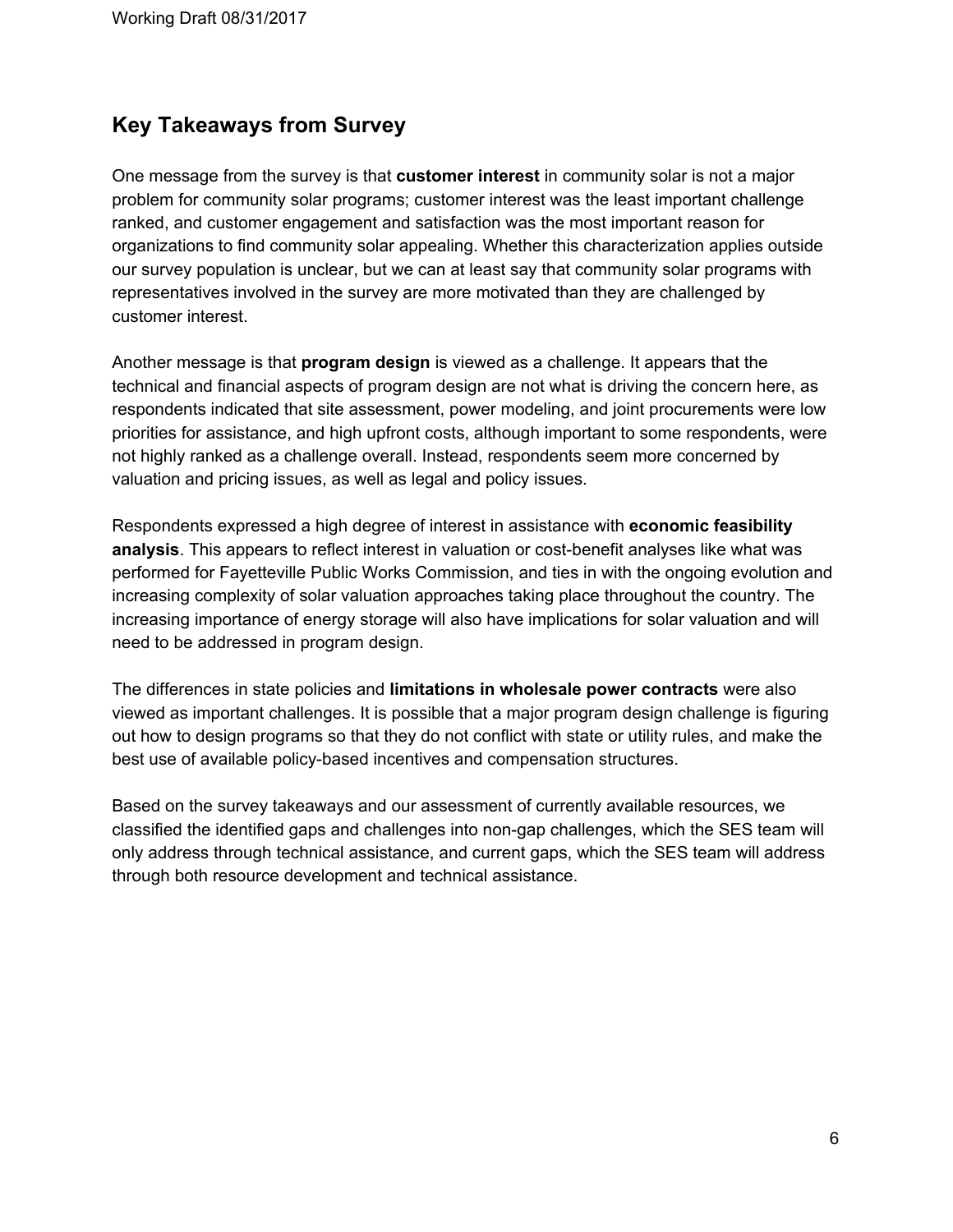## Key Takeaways from Survey

One message from the survey is that **customer interest** in community solar is not a major problem for community solar programs; customer interest was the least important challenge ranked, and customer engagement and satisfaction was the most important reason for organizations to find community solar appealing. Whether this characterization applies outside our survey population is unclear, but we can at least say that community solar programs with representatives involved in the survey are more motivated than they are challenged by customer interest.

Another message is that **program design** is viewed as a challenge. It appears that the technical and financial aspects of program design are not what is driving the concern here, as respondents indicated that site assessment, power modeling, and joint procurements were low priorities for assistance, and high upfront costs, although important to some respondents, were not highly ranked as a challenge overall. Instead, respondents seem more concerned by valuation and pricing issues, as well as legal and policy issues.

Respondents expressed a high degree of interest in assistance with **economic feasibility analysis**. This appears to reflect interest in valuation or cost-benefit analyses like what was performed for Fayetteville Public Works Commission, and ties in with the ongoing evolution and increasing complexity of solar valuation approaches taking place throughout the country. The increasing importance of energy storage will also have implications for solar valuation and will need to be addressed in program design.

The differences in state policies and **limitations in wholesale power contracts** were also viewed as important challenges. It is possible that a major program design challenge is figuring out how to design programs so that they do not conflict with state or utility rules, and make the best use of available policy-based incentives and compensation structures.

Based on the survey takeaways and our assessment of currently available resources, we classified the identified gaps and challenges into non-gap challenges, which the SES team will only address through technical assistance, and current gaps, which the SES team will address through both resource development and technical assistance.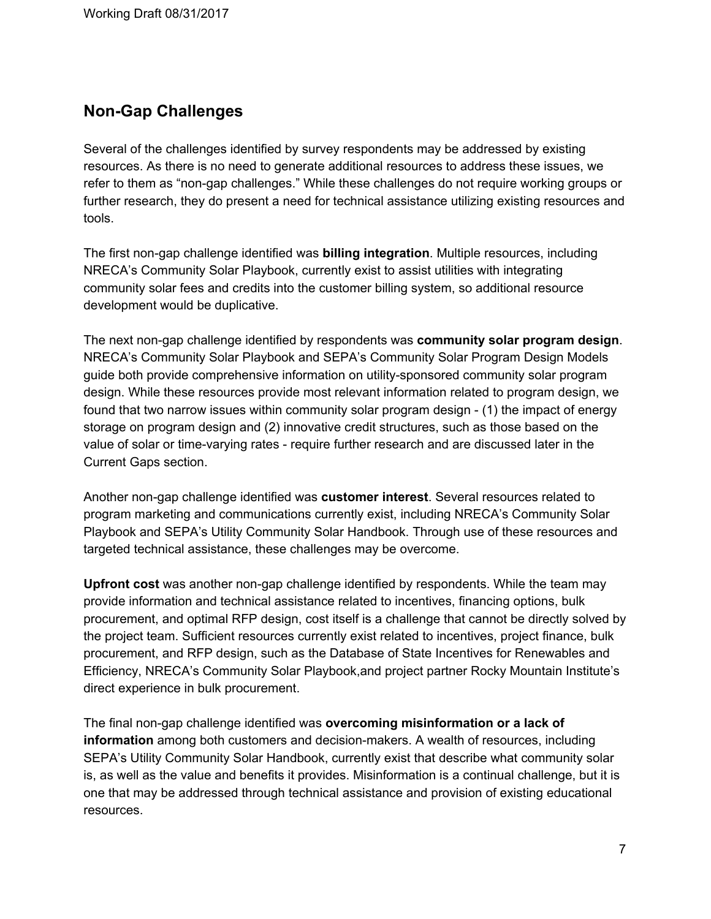## Non-Gap Challenges

Several of the challenges identified by survey respondents may be addressed by existing resources. As there is no need to generate additional resources to address these issues, we refer to them as "non-gap challenges." While these challenges do not require working groups or further research, they do present a need for technical assistance utilizing existing resources and tools.

The first non-gap challenge identified was **billing integration**. Multiple resources, including NRECA's Community Solar Playbook, currently exist to assist utilities with integrating community solar fees and credits into the customer billing system, so additional resource development would be duplicative.

The next non-gap challenge identified by respondents was **community solar program design**. NRECA's Community Solar Playbook and SEPA's Community Solar Program Design Models guide both provide comprehensive information on utility-sponsored community solar program design. While these resources provide most relevant information related to program design, we found that two narrow issues within community solar program design - (1) the impact of energy storage on program design and (2) innovative credit structures, such as those based on the value of solar or time-varying rates - require further research and are discussed later in the Current Gaps section.

Another non-gap challenge identified was **customer interest**. Several resources related to program marketing and communications currently exist, including NRECA's Community Solar Playbook and SEPA's Utility Community Solar Handbook. Through use of these resources and targeted technical assistance, these challenges may be overcome.

**Upfront cost** was another non-gap challenge identified by respondents. While the team may provide information and technical assistance related to incentives, financing options, bulk procurement, and optimal RFP design, cost itself is a challenge that cannot be directly solved by the project team. Sufficient resources currently exist related to incentives, project finance, bulk procurement, and RFP design, such as the Database of State Incentives for Renewables and Efficiency, NRECA's Community Solar Playbook,and project partner Rocky Mountain Institute's direct experience in bulk procurement.

The final non-gap challenge identified was **overcoming misinformation or a lack of information** among both customers and decision-makers. A wealth of resources, including SEPA's Utility Community Solar Handbook, currently exist that describe what community solar is, as well as the value and benefits it provides. Misinformation is a continual challenge, but it is one that may be addressed through technical assistance and provision of existing educational resources.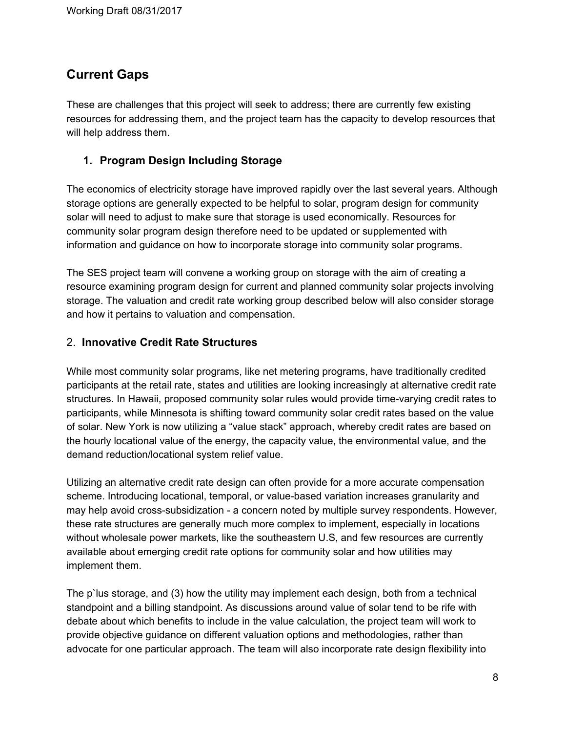## Current Gaps

These are challenges that this project will seek to address; there are currently few existing resources for addressing them, and the project team has the capacity to develop resources that will help address them.

### 1. Program Design Including Storage

The economics of electricity storage have improved rapidly over the last several years. Although storage options are generally expected to be helpful to solar, program design for community solar will need to adjust to make sure that storage is used economically. Resources for community solar program design therefore need to be updated or supplemented with information and guidance on how to incorporate storage into community solar programs.

The SES project team will convene a working group on storage with the aim of creating a resource examining program design for current and planned community solar projects involving storage. The valuation and credit rate working group described below will also consider storage and how it pertains to valuation and compensation.

### 2. Innovative Credit Rate Structures

While most community solar programs, like net metering programs, have traditionally credited participants at the retail rate, states and utilities are looking increasingly at alternative credit rate structures. In Hawaii, proposed community solar rules would provide time-varying credit rates to participants, while Minnesota is shifting toward community solar credit rates based on the value of solar. New York is now utilizing a "value stack" approach, whereby credit rates are based on the hourly locational value of the energy, the capacity value, the environmental value, and the demand reduction/locational system relief value.

Utilizing an alternative credit rate design can often provide for a more accurate compensation scheme. Introducing locational, temporal, or value-based variation increases granularity and may help avoid cross-subsidization - a concern noted by multiple survey respondents. However, these rate structures are generally much more complex to implement, especially in locations without wholesale power markets, like the southeastern U.S, and few resources are currently available about emerging credit rate options for community solar and how utilities may implement them.

The p`lus storage, and (3) how the utility may implement each design, both from a technical standpoint and a billing standpoint. As discussions around value of solar tend to be rife with debate about which benefits to include in the value calculation, the project team will work to provide objective guidance on different valuation options and methodologies, rather than advocate for one particular approach. The team will also incorporate rate design flexibility into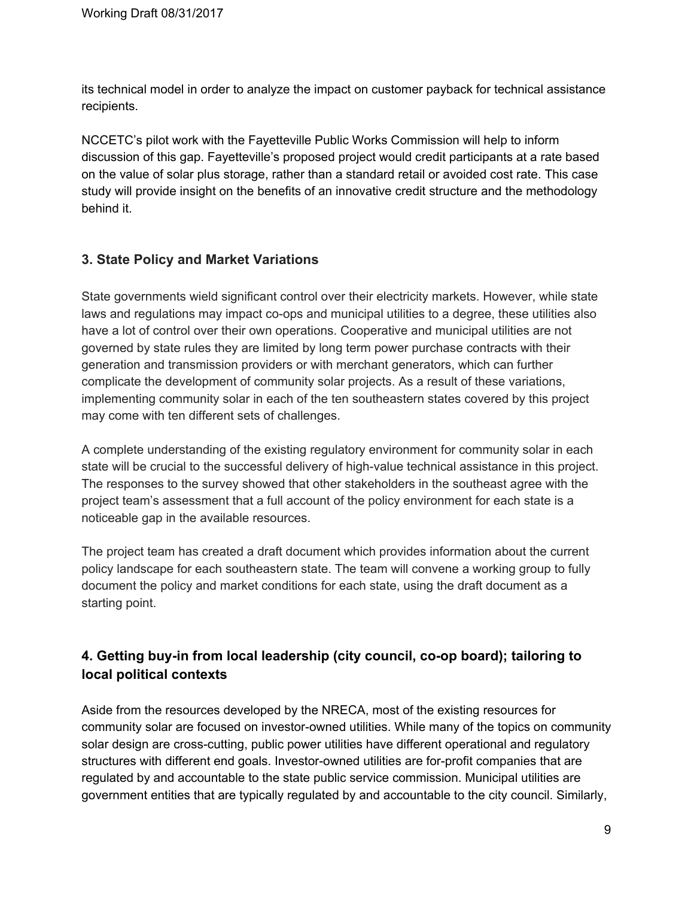its technical model in order to analyze the impact on customer payback for technical assistance recipients.

NCCETC's pilot work with the Fayetteville Public Works Commission will help to inform discussion of this gap. Fayetteville's proposed project would credit participants at a rate based on the value of solar plus storage, rather than a standard retail or avoided cost rate. This case study will provide insight on the benefits of an innovative credit structure and the methodology behind it.

### 3. State Policy and Market Variations

State governments wield significant control over their electricity markets. However, while state laws and regulations may impact co-ops and municipal utilities to a degree, these utilities also have a lot of control over their own operations. Cooperative and municipal utilities are not governed by state rules they are limited by long term power purchase contracts with their generation and transmission providers or with merchant generators, which can further complicate the development of community solar projects. As a result of these variations, implementing community solar in each of the ten southeastern states covered by this project may come with ten different sets of challenges.

A complete understanding of the existing regulatory environment for community solar in each state will be crucial to the successful delivery of high-value technical assistance in this project. The responses to the survey showed that other stakeholders in the southeast agree with the project team's assessment that a full account of the policy environment for each state is a noticeable gap in the available resources.

The project team has created a draft document which provides information about the current policy landscape for each southeastern state. The team will convene a working group to fully document the policy and market conditions for each state, using the draft document as a starting point.

### 4. Getting buy-in from local leadership (city council, co-op board); tailoring to local political contexts

Aside from the resources developed by the NRECA, most of the existing resources for community solar are focused on investor-owned utilities. While many of the topics on community solar design are cross-cutting, public power utilities have different operational and regulatory structures with different end goals. Investor-owned utilities are for-profit companies that are regulated by and accountable to the state public service commission. Municipal utilities are government entities that are typically regulated by and accountable to the city council. Similarly,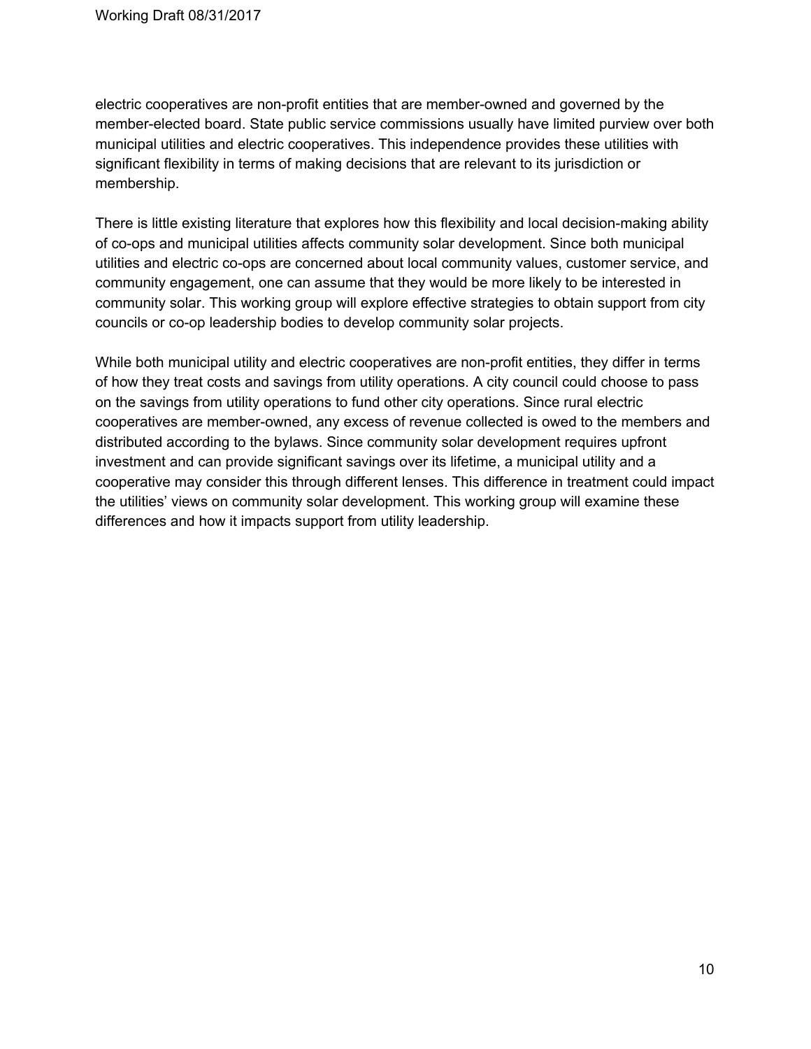electric cooperatives are non-profit entities that are member-owned and governed by the member-elected board. State public service commissions usually have limited purview over both municipal utilities and electric cooperatives. This independence provides these utilities with significant flexibility in terms of making decisions that are relevant to its jurisdiction or membership.

There is little existing literature that explores how this flexibility and local decision-making ability of co-ops and municipal utilities affects community solar development. Since both municipal utilities and electric co-ops are concerned about local community values, customer service, and community engagement, one can assume that they would be more likely to be interested in community solar. This working group will explore effective strategies to obtain support from city councils or co-op leadership bodies to develop community solar projects.

While both municipal utility and electric cooperatives are non-profit entities, they differ in terms of how they treat costs and savings from utility operations. A city council could choose to pass on the savings from utility operations to fund other city operations. Since rural electric cooperatives are member-owned, any excess of revenue collected is owed to the members and distributed according to the bylaws. Since community solar development requires upfront investment and can provide significant savings over its lifetime, a municipal utility and a cooperative may consider this through different lenses. This difference in treatment could impact the utilities' views on community solar development. This working group will examine these differences and how it impacts support from utility leadership.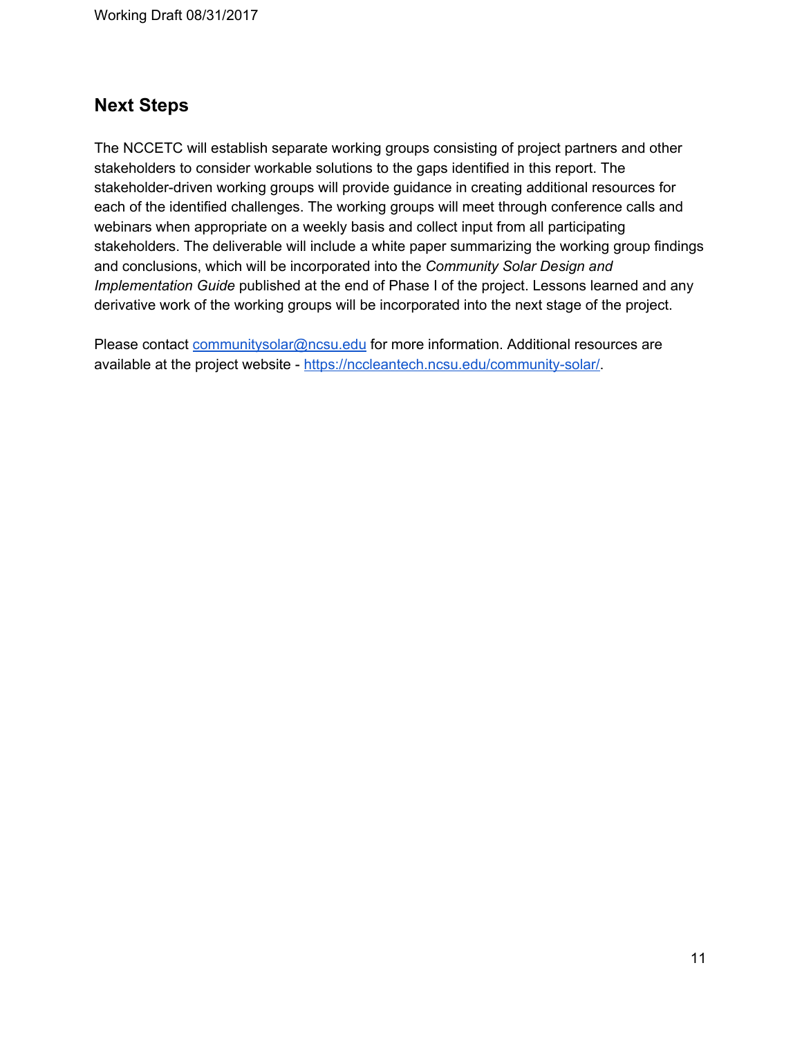## Next Steps

The NCCETC will establish separate working groups consisting of project partners and other stakeholders to consider workable solutions to the gaps identified in this report. The stakeholder-driven working groups will provide guidance in creating additional resources for each of the identified challenges. The working groups will meet through conference calls and webinars when appropriate on a weekly basis and collect input from all participating stakeholders. The deliverable will include a white paper summarizing the working group findings and conclusions, which will be incorporated into the *Community Solar Design and Implementation Guide* published at the end of Phase I of the project. Lessons learned and any derivative work of the working groups will be incorporated into the next stage of the project.

Please contact [communitysolar@ncsu.edu](mailto:communitysolar@ncsu.edu) for more information. Additional resources are available at the project website - [https://nccleantech.ncsu.edu/community-solar/](https://nccleantech.ncsu.edu/community-solar/).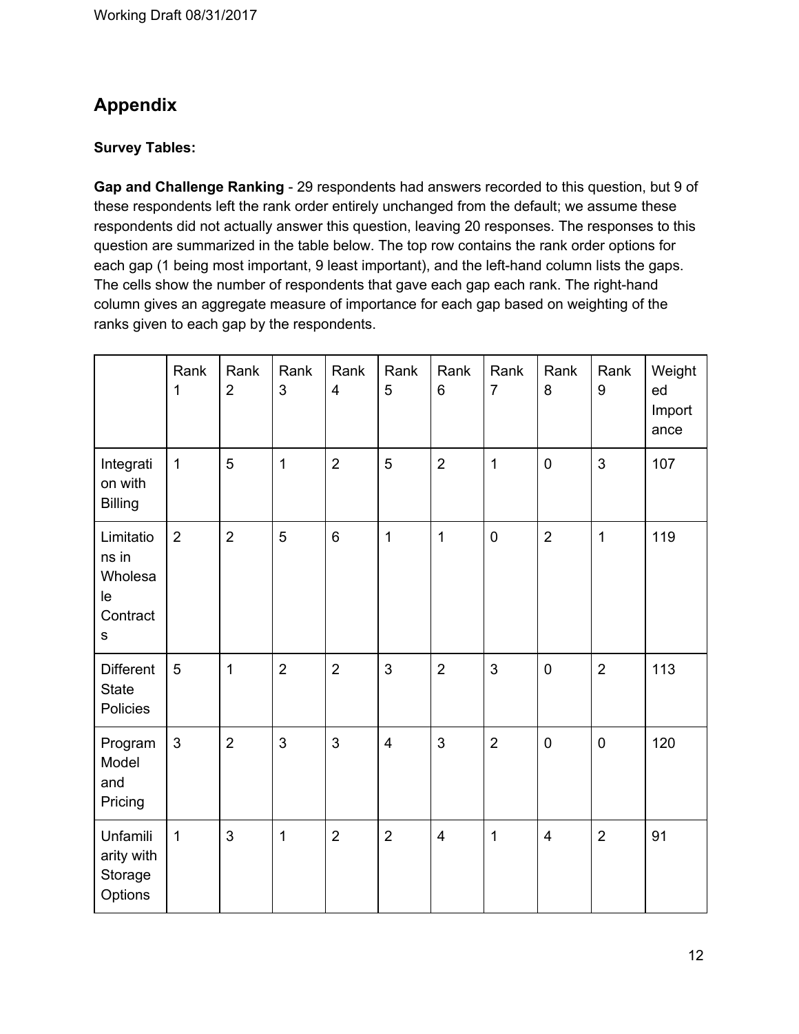## Appendix

**Survey Tables:**

**Gap and Challenge Ranking** - 29 respondents had answers recorded to this question, but 9 of these respondents left the rank order entirely unchanged from the default; we assume these respondents did not actually answer this question, leaving 20 responses. The responses to this question are summarized in the table below. The top row contains the rank order options for each gap (1 being most important, 9 least important), and the left-hand column lists the gaps. The cells show the number of respondents that gave each gap each rank. The right-hand column gives an aggregate measure of importance for each gap based on weighting of the ranks given to each gap by the respondents.

| | Rank 1 | Rank 2 | Rank 3 | Rank 4 | Rank 5 | Rank 6 | Rank 7 | Rank 8 | Rank 9 | Weighted Importance |
|---|---|---|---|---|---|---|---|---|---|---|
| Integration with Billing | 1 | 5 | 1 | 2 | 5 | 2 | 1 | 0 | 3 | 107 |
| Limitations in Wholesale Contracts | 2 | 2 | 5 | 6 | 1 | 1 | 0 | 2 | 1 | 119 |
| Different State Policies | 5 | 1 | 2 | 2 | 3 | 2 | 3 | 0 | 2 | 113 |
| Program Model and Pricing | 3 | 2 | 3 | 3 | 4 | 3 | 2 | 0 | 0 | 120 |
| Unfamiliarity with Storage Options | 1 | 3 | 1 | 2 | 2 | 4 | 1 | 4 | 2 | 91 |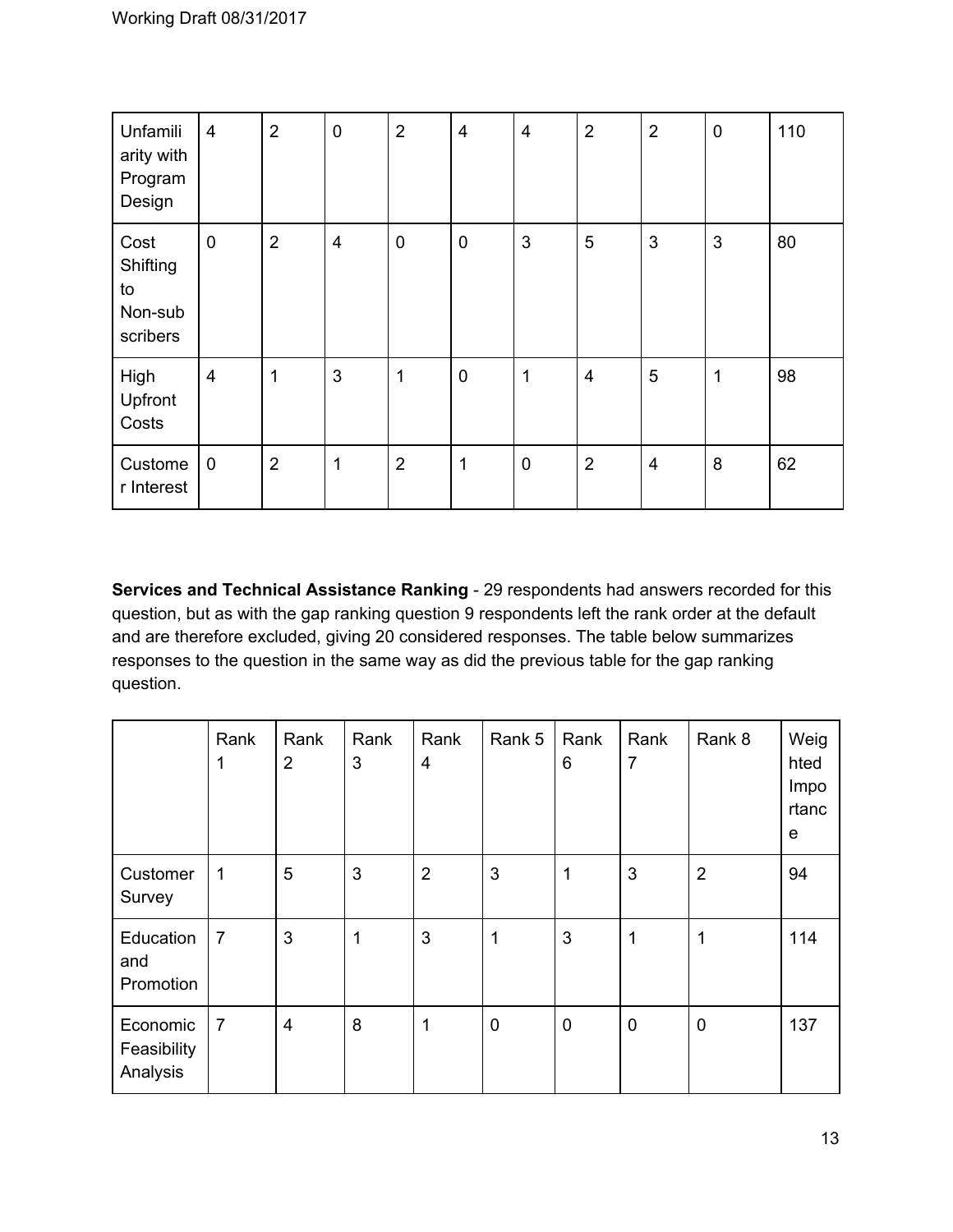| Unfamiliarity with Program Design | 4 | 2 | 0 | 2 | 4 | 4 | 2 | 2 | 0 | 110 |
|---|---|---|---|---|---|---|---|---|---|---|
| Cost Shifting to Non-subscribers | 0 | 2 | 4 | 0 | 0 | 3 | 5 | 3 | 3 | 80 |
| High Upfront Costs | 4 | 1 | 3 | 1 | 0 | 1 | 4 | 5 | 1 | 98 |
| Customer Interest | 0 | 2 | 1 | 2 | 1 | 0 | 2 | 4 | 8 | 62 |

**Services and Technical Assistance Ranking** - 29 respondents had answers recorded for this question, but as with the gap ranking question 9 respondents left the rank order at the default and are therefore excluded, giving 20 considered responses. The table below summarizes responses to the question in the same way as did the previous table for the gap ranking question.

| | Rank 1 | Rank 2 | Rank 3 | Rank 4 | Rank 5 | Rank 6 | Rank 7 | Rank 8 | Weighted Importance |
|---|---|---|---|---|---|---|---|---|---|
| Customer Survey | 1 | 5 | 3 | 2 | 3 | 1 | 3 | 2 | 94 |
| Education and Promotion | 7 | 3 | 1 | 3 | 1 | 3 | 1 | 1 | 114 |
| Economic Feasibility Analysis | 7 | 4 | 8 | 1 | 0 | 0 | 0 | 0 | 137 |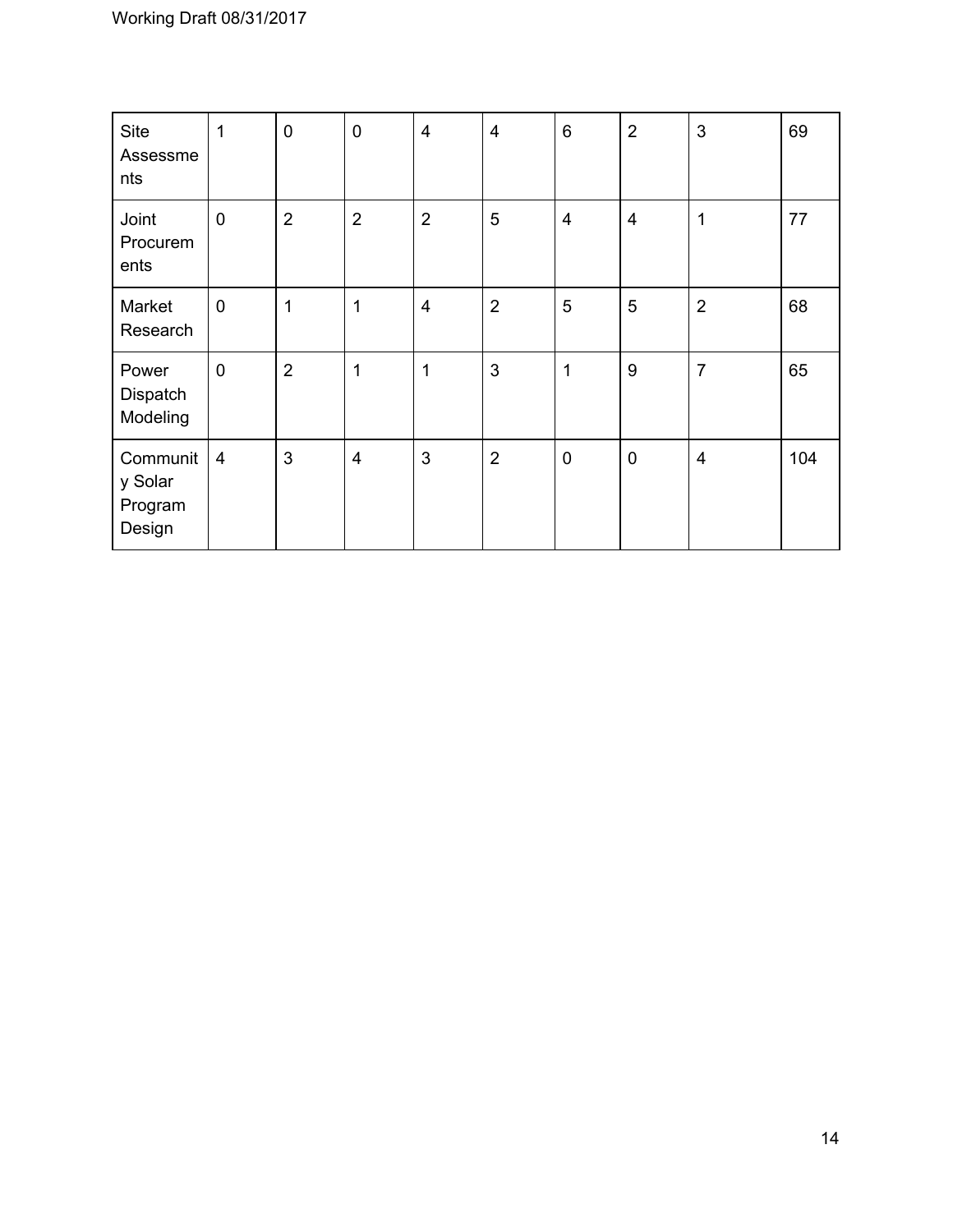| | | | | | | | | | |
|---|---|---|---|---|---|---|---|---|---|
| Site Assessments | 1 | 0 | 0 | 4 | 4 | 6 | 2 | 3 | 69 |
| Joint Procurements | 0 | 2 | 2 | 2 | 5 | 4 | 4 | 1 | 77 |
| Market Research | 0 | 1 | 1 | 4 | 2 | 5 | 5 | 2 | 68 |
| Power Dispatch Modeling | 0 | 2 | 1 | 1 | 3 | 1 | 9 | 7 | 65 |
| Community Solar Program Design | 4 | 3 | 4 | 3 | 2 | 0 | 0 | 4 | 104 |